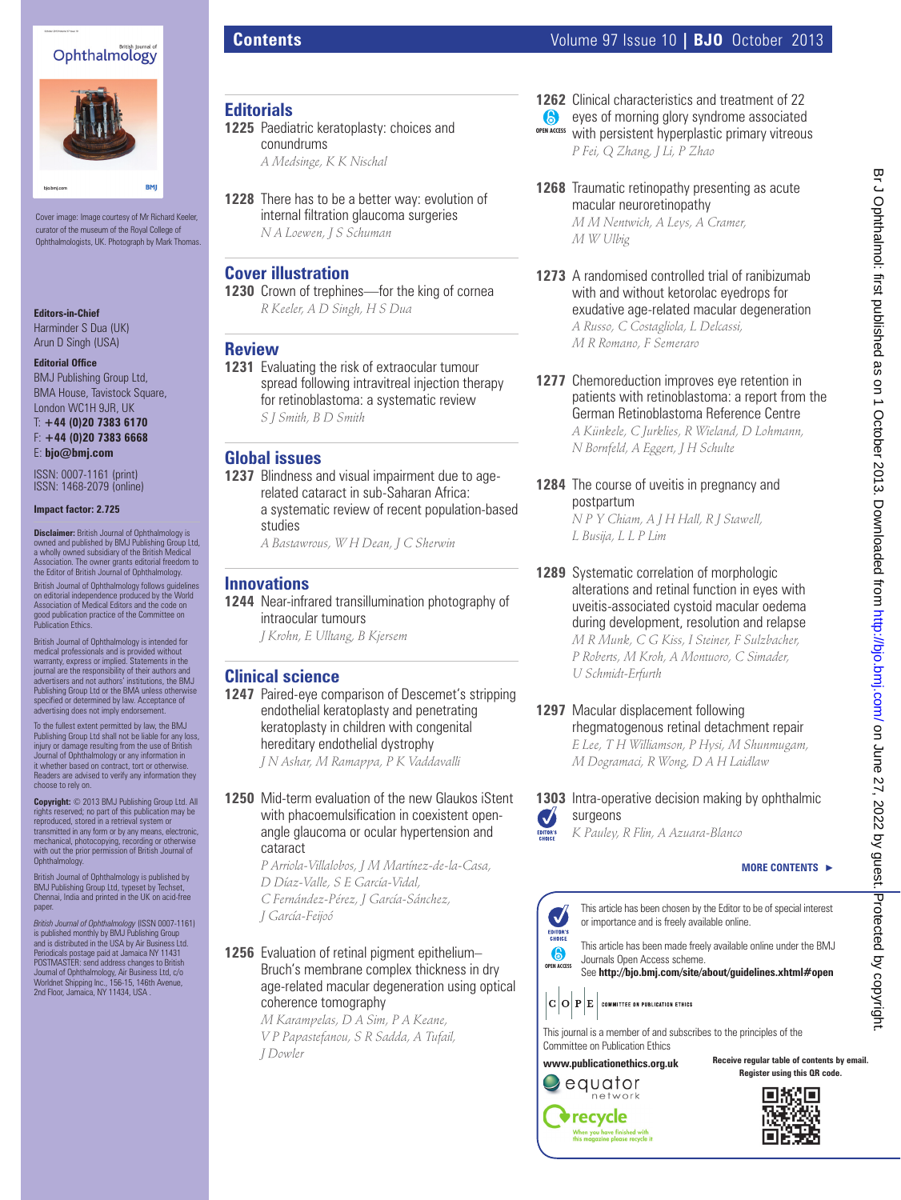# Contents

Cover image: Image courtesy of Mr Richard Keeler, curator of the museum of the Royal College of Ophthalmologists, UK. Photograph by Mark Thomas.

**Editors-in-Chief**
Harminder S Dua (UK)
Arun D Singh (USA)

**Editorial Office**
BMJ Publishing Group Ltd, BMA House, Tavistock Square, London WC1H 9JR, UK
T: **+44 (0)20 7383 6170**
F: **+44 (0)20 7383 6668**
E: **bjo@bmj.com**

ISSN: 0007-1161 (print)
ISSN: 1468-2079 (online)

**Impact factor: 2.725**

**Disclaimer:** British Journal of Ophthalmology is owned and published by BMJ Publishing Group Ltd, a wholly owned subsidiary of the British Medical Association. The owner grants editorial freedom to the Editor of British Journal of Ophthalmology.

British Journal of Ophthalmology follows guidelines on editorial independence produced by the World Association of Medical Editors and the code on good publication practice of the Committee on Publication Ethics.

British Journal of Ophthalmology is intended for medical professionals and is provided without warranty, express or implied. Statements in the journal are the responsibility of their authors and advertisers and not authors' institutions, the BMJ Publishing Group Ltd or the BMA unless otherwise specified or determined by law. Acceptance of advertising does not imply endorsement.

To the fullest extent permitted by law, the BMJ Publishing Group Ltd shall not be liable for any loss, injury or damage resulting from the use of British Journal of Ophthalmology or any information in it whether based on contract, tort or otherwise. Readers are advised to verify any information they choose to rely on.

**Copyright:** © 2013 BMJ Publishing Group Ltd. All rights reserved; no part of this publication may be reproduced, stored in a retrieval system or transmitted in any form or by any means, electronic, mechanical, photocopying, recording or otherwise without the prior permission of British Journal of Ophthalmology.

British Journal of Ophthalmology is published by BMJ Publishing Group Ltd, typeset by Techset, Chennai, India and printed in the UK on acid-free paper.

*British Journal of Ophthalmology* (ISSN 0007-1161) is published monthly by BMJ Publishing Group and is distributed in the USA by Air Business Ltd. Periodicals postage paid at Jamaica NY 11431 POSTMASTER: send address changes to British Journal of Ophthalmology, Air Business Ltd, c/o Worldnet Shipping Inc., 156-15, 146th Avenue, 2nd Floor, Jamaica, NY 11434, USA .

## Editorials

**1225** Paediatric keratoplasty: choices and conundrums
*A Medsinge, K K Nischal*

**1228** There has to be a better way: evolution of internal filtration glaucoma surgeries
*N A Loewen, J S Schuman*

## Cover illustration

**1230** Crown of trephines—for the king of cornea
*R Keeler, A D Singh, H S Dua*

## Review

**1231** Evaluating the risk of extraocular tumour spread following intravitreal injection therapy for retinoblastoma: a systematic review
*S J Smith, B D Smith*

## Global issues

**1237** Blindness and visual impairment due to age-related cataract in sub-Saharan Africa: a systematic review of recent population-based studies
*A Bastawrous, W H Dean, J C Sherwin*

## Innovations

**1244** Near-infrared transillumination photography of intraocular tumours
*J Krohn, E Ulltang, B Kjersem*

## Clinical science

**1247** Paired-eye comparison of Descemet's stripping endothelial keratoplasty and penetrating keratoplasty in children with congenital hereditary endothelial dystrophy
*J N Ashar, M Ramappa, P K Vaddavalli*

**1250** Mid-term evaluation of the new Glaukos iStent with phacoemulsification in coexistent open-angle glaucoma or ocular hypertension and cataract
*P Arriola-Villalobos, J M Martínez-de-la-Casa, D Díaz-Valle, S E García-Vidal, C Fernández-Pérez, J García-Sánchez, J García-Feijoó*

**1256** Evaluation of retinal pigment epithelium–Bruch's membrane complex thickness in dry age-related macular degeneration using optical coherence tomography
*M Karampelas, D A Sim, P A Keane, V P Papastefanou, S R Sadda, A Tufail, J Dowler*

**1262** Clinical characteristics and treatment of 22 eyes of morning glory syndrome associated with persistent hyperplastic primary vitreous (OPEN ACCESS)
*P Fei, Q Zhang, J Li, P Zhao*

**1268** Traumatic retinopathy presenting as acute macular neuroretinopathy
*M M Nentwich, A Leys, A Cramer, M W Ulbig*

**1273** A randomised controlled trial of ranibizumab with and without ketorolac eyedrops for exudative age-related macular degeneration
*A Russo, C Costagliola, L Delcassi, M R Romano, F Semeraro*

**1277** Chemoreduction improves eye retention in patients with retinoblastoma: a report from the German Retinoblastoma Reference Centre
*A Künkele, C Jurklies, R Wieland, D Lohmann, N Bornfeld, A Eggert, J H Schulte*

**1284** The course of uveitis in pregnancy and postpartum
*N P Y Chiam, A J H Hall, R J Stawell, L Busija, L L P Lim*

**1289** Systematic correlation of morphologic alterations and retinal function in eyes with uveitis-associated cystoid macular oedema during development, resolution and relapse
*M R Munk, C G Kiss, I Steiner, F Sulzbacher, P Roberts, M Kroh, A Montuoro, C Simader, U Schmidt-Erfurth*

**1297** Macular displacement following rhegmatogenous retinal detachment repair
*E Lee, T H Williamson, P Hysi, M Shunmugam, M Dogramaci, R Wong, D A H Laidlaw*

**1303** Intra-operative decision making by ophthalmic surgeons (EDITOR'S CHOICE)
*K Pauley, R Flin, A Azuara-Blanco*

**MORE CONTENTS ►**

EDITOR'S CHOICE: This article has been chosen by the Editor to be of special interest or importance and is freely available online.

OPEN ACCESS: This article has been made freely available online under the BMJ Journals Open Access scheme. See **http://bjo.bmj.com/site/about/guidelines.xhtml#open**

COPE — COMMITTEE ON PUBLICATION ETHICS

This journal is a member of and subscribes to the principles of the Committee on Publication Ethics

**www.publicationethics.org.uk**

equator network

recycle — When you have finished with this magazine please recycle it

**Receive regular table of contents by email. Register using this QR code.**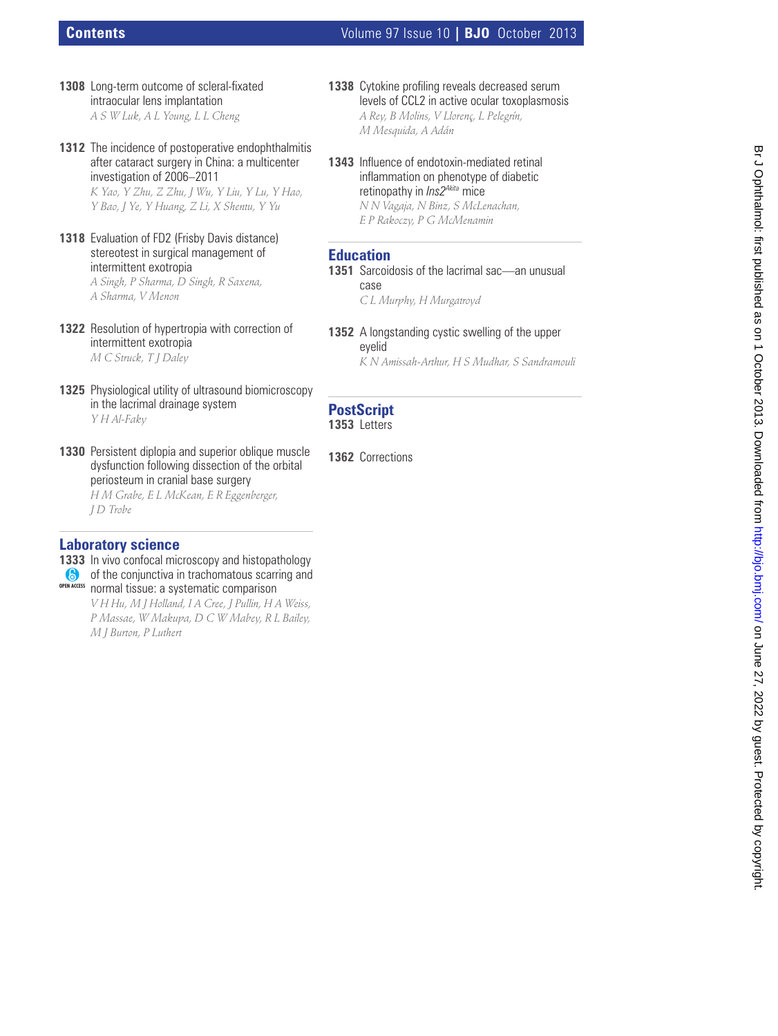**1308** Long-term outcome of scleral-fixated intraocular lens implantation
*A S W Luk, A L Young, L L Cheng*

**1312** The incidence of postoperative endophthalmitis after cataract surgery in China: a multicenter investigation of 2006–2011
*K Yao, Y Zhu, Z Zhu, J Wu, Y Liu, Y Lu, Y Hao, Y Bao, J Ye, Y Huang, Z Li, X Shentu, Y Yu*

**1318** Evaluation of FD2 (Frisby Davis distance) stereotest in surgical management of intermittent exotropia
*A Singh, P Sharma, D Singh, R Saxena, A Sharma, V Menon*

**1322** Resolution of hypertropia with correction of intermittent exotropia
*M C Struck, T J Daley*

**1325** Physiological utility of ultrasound biomicroscopy in the lacrimal drainage system
*Y H Al-Faky*

**1330** Persistent diplopia and superior oblique muscle dysfunction following dissection of the orbital periosteum in cranial base surgery
*H M Grabe, E L McKean, E R Eggenberger, J D Trobe*

## Laboratory science

**1333** In vivo confocal microscopy and histopathology of the conjunctiva in trachomatous scarring and normal tissue: a systematic comparison (OPEN ACCESS)
*V H Hu, M J Holland, I A Cree, J Pullin, H A Weiss, P Massae, W Makupa, D C W Mabey, R L Bailey, M J Burton, P Luthert*

**1338** Cytokine profiling reveals decreased serum levels of CCL2 in active ocular toxoplasmosis
*A Rey, B Molins, V Llorenç, L Pelegrín, M Mesquida, A Adán*

**1343** Influence of endotoxin-mediated retinal inflammation on phenotype of diabetic retinopathy in *Ins2*$^{Akita}$ mice
*N N Vagaja, N Binz, S McLenachan, E P Rakoczy, P G McMenamin*

## Education

**1351** Sarcoidosis of the lacrimal sac—an unusual case
*C L Murphy, H Murgatroyd*

**1352** A longstanding cystic swelling of the upper eyelid
*K N Amissah-Arthur, H S Mudhar, S Sandramouli*

## PostScript

**1353** Letters

**1362** Corrections

Br J Ophthalmol: first published as on 1 October 2013. Downloaded from http://bjo.bmj.com/ on June 27, 2022 by guest. Protected by copyright.